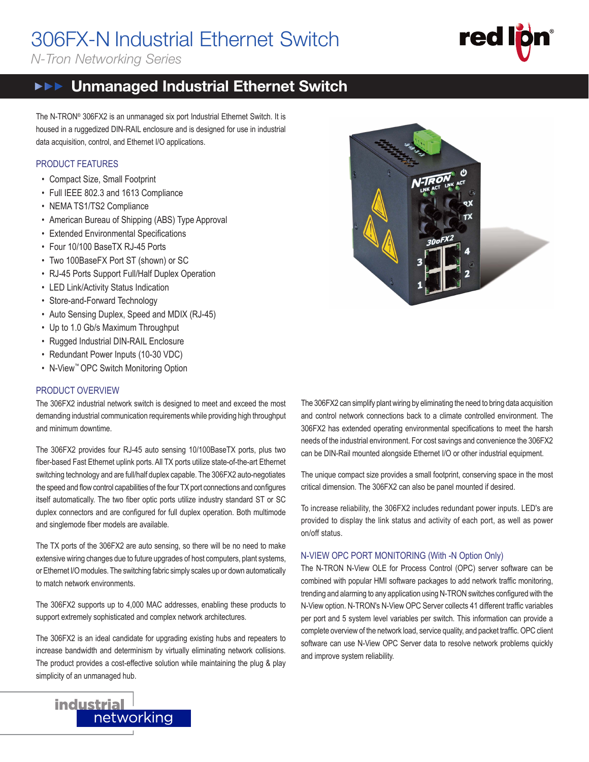# 306FX-N Industrial Ethernet Switch

*N-Tron Networking Series*

## Unmanaged Industrial Ethernet Switch

The N-TRON® 306FX2 is an unmanaged six port Industrial Ethernet Switch. It is housed in a ruggedized DIN-RAIL enclosure and is designed for use in industrial data acquisition, control, and Ethernet I/O applications.

### PRODUCT FEATURES

- Compact Size, Small Footprint
- Full IEEE 802.3 and 1613 Compliance
- NEMA TS1/TS2 Compliance
- American Bureau of Shipping (ABS) Type Approval
- Extended Environmental Specifications
- Four 10/100 BaseTX RJ-45 Ports
- Two 100BaseFX Port ST (shown) or SC
- RJ-45 Ports Support Full/Half Duplex Operation
- LED Link/Activity Status Indication
- Store-and-Forward Technology
- Auto Sensing Duplex, Speed and MDIX (RJ-45)
- Up to 1.0 Gb/s Maximum Throughput
- Rugged Industrial DIN-RAIL Enclosure
- Redundant Power Inputs (10-30 VDC)
- N-View™ OPC Switch Monitoring Option

### PRODUCT OVERVIEW

The 306FX2 industrial network switch is designed to meet and exceed the most demanding industrial communication requirements while providing high throughput and minimum downtime.

The 306FX2 provides four RJ-45 auto sensing 10/100BaseTX ports, plus two fiber-based Fast Ethernet uplink ports. All TX ports utilize state-of-the-art Ethernet switching technology and are full/half duplex capable. The 306FX2 auto-negotiates the speed and flow control capabilities of the four TX port connections and configures itself automatically. The two fiber optic ports utilize industry standard ST or SC duplex connectors and are configured for full duplex operation. Both multimode and singlemode fiber models are available.

The TX ports of the 306FX2 are auto sensing, so there will be no need to make extensive wiring changes due to future upgrades of host computers, plant systems, or Ethernet I/O modules. The switching fabric simply scales up or down automatically to match network environments.

The 306FX2 supports up to 4,000 MAC addresses, enabling these products to support extremely sophisticated and complex network architectures.

The 306FX2 is an ideal candidate for upgrading existing hubs and repeaters to increase bandwidth and determinism by virtually eliminating network collisions. The product provides a cost-effective solution while maintaining the plug & play simplicity of an unmanaged hub.

The 306FX2 can simplify plant wiring by eliminating the need to bring data acquisition and control network connections back to a climate controlled environment. The 306FX2 has extended operating environmental specifications to meet the harsh needs of the industrial environment. For cost savings and convenience the 306FX2 can be DIN-Rail mounted alongside Ethernet I/O or other industrial equipment.

The unique compact size provides a small footprint, conserving space in the most critical dimension. The 306FX2 can also be panel mounted if desired.

To increase reliability, the 306FX2 includes redundant power inputs. LED's are provided to display the link status and activity of each port, as well as power on/off status.

### N-VIEW OPC PORT MONITORING (With -N Option Only)

The N-TRON N-View OLE for Process Control (OPC) server software can be combined with popular HMI software packages to add network traffic monitoring, trending and alarming to any application using N-TRON switches configured with the N-View option. N-TRON's N-View OPC Server collects 41 different traffic variables per port and 5 system level variables per switch. This information can provide a complete overview of the network load, service quality, and packet traffic. OPC client software can use N-View OPC Server data to resolve network problems quickly and improve system reliability.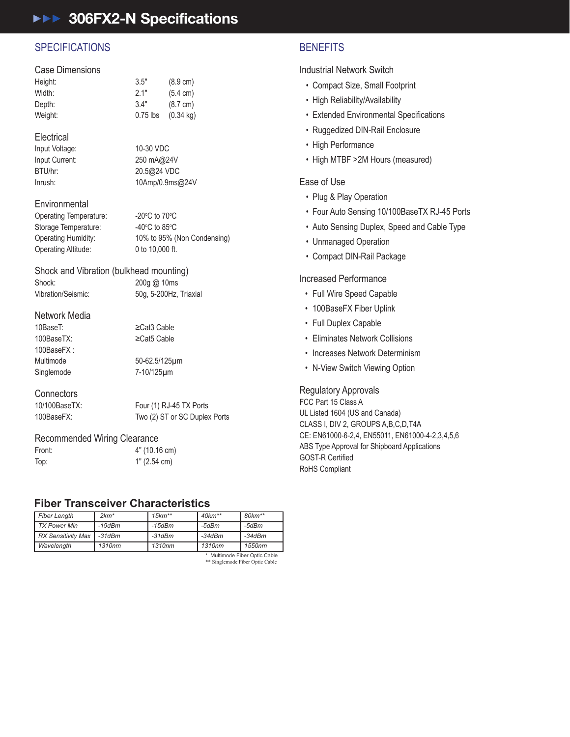# 306FX2-N Specifications

## SPECIFICATIONS

### Case Dimensions

| | | |
|---|---|---|
| Height: | 3.5" | (8.9 cm) |
| Width: | 2.1" | (5.4 cm) |
| Depth: | 3.4" | (8.7 cm) |
| Weight: | 0.75 lbs | (0.34 kg) |

### Electrical

| | |
|---|---|
| Input Voltage: | 10-30 VDC |
| Input Current: | 250 mA@24V |
| BTU/hr: | 20.5@24 VDC |
| Inrush: | 10Amp/0.9ms@24V |

### Environmental

| | |
|---|---|
| Operating Temperature: | -20°C to 70°C |
| Storage Temperature: | -40°C to 85°C |
| Operating Humidity: | 10% to 95% (Non Condensing) |
| Operating Altitude: | 0 to 10,000 ft. |

### Shock and Vibration (bulkhead mounting)

| | |
|---|---|
| Shock: | 200g @ 10ms |
| Vibration/Seismic: | 50g, 5-200Hz, Triaxial |

### Network Media

| | |
|---|---|
| 10BaseT: | ≥Cat3 Cable |
| 100BaseTX: | ≥Cat5 Cable |
| 100BaseFX : | |
| Multimode | 50-62.5/125µm |
| Singlemode | 7-10/125µm |

### Connectors

| | |
|---|---|
| 10/100BaseTX: | Four (1) RJ-45 TX Ports |
| 100BaseFX: | Two (2) ST or SC Duplex Ports |

### Recommended Wiring Clearance

| | |
|---|---|
| Front: | 4" (10.16 cm) |
| Top: | 1" (2.54 cm) |

## BENEFITS

### Industrial Network Switch

- Compact Size, Small Footprint
- High Reliability/Availability
- Extended Environmental Specifications
- Ruggedized DIN-Rail Enclosure
- High Performance
- High MTBF >2M Hours (measured)

### Ease of Use

- Plug & Play Operation
- Four Auto Sensing 10/100BaseTX RJ-45 Ports
- Auto Sensing Duplex, Speed and Cable Type
- Unmanaged Operation
- Compact DIN-Rail Package

### Increased Performance

- Full Wire Speed Capable
- 100BaseFX Fiber Uplink
- Full Duplex Capable
- Eliminates Network Collisions
- Increases Network Determinism
- N-View Switch Viewing Option

### Regulatory Approvals

FCC Part 15 Class A
UL Listed 1604 (US and Canada)
CLASS I, DIV 2, GROUPS A,B,C,D,T4A
CE: EN61000-6-2,4, EN55011, EN61000-4-2,3,4,5,6
ABS Type Approval for Shipboard Applications
GOST-R Certified
RoHS Compliant

## Fiber Transceiver Characteristics

| Fiber Length | 2km* | 15km** | 40km** | 80km** |
|---|---|---|---|---|
| TX Power Min | -19dBm | -15dBm | -5dBm | -5dBm |
| RX Sensitivity Max | -31dBm | -31dBm | -34dBm | -34dBm |
| Wavelength | 1310nm | 1310nm | 1310nm | 1550nm |

\* Multimode Fiber Optic Cable
\** Singlemode Fiber Optic Cable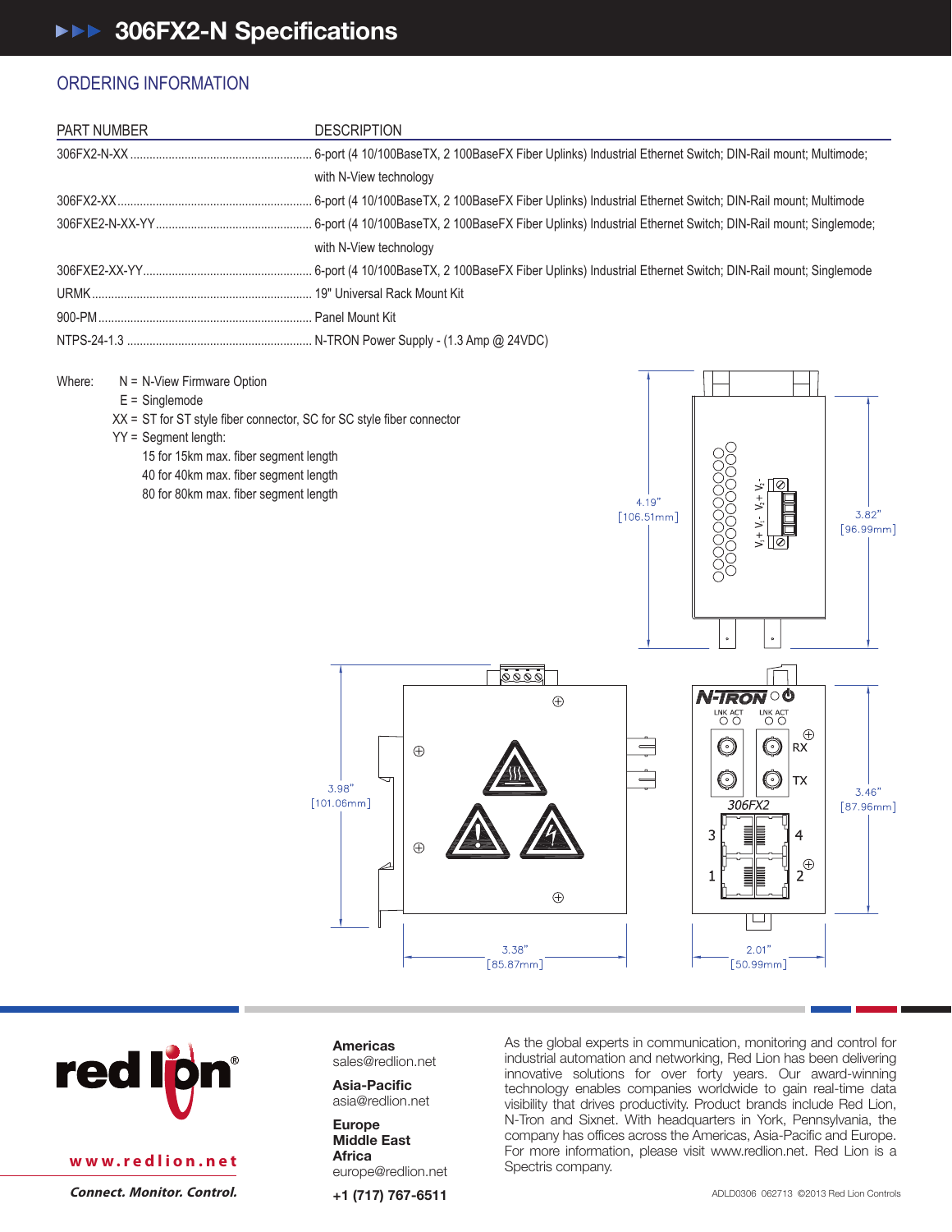# 306FX2-N Specifications

## ORDERING INFORMATION

| PART NUMBER | DESCRIPTION |
|---|---|
| 306FX2-N-XX | 6-port (4 10/100BaseTX, 2 100BaseFX Fiber Uplinks) Industrial Ethernet Switch; DIN-Rail mount; Multimode; with N-View technology |
| 306FX2-XX | 6-port (4 10/100BaseTX, 2 100BaseFX Fiber Uplinks) Industrial Ethernet Switch; DIN-Rail mount; Multimode |
| 306FXE2-N-XX-YY | 6-port (4 10/100BaseTX, 2 100BaseFX Fiber Uplinks) Industrial Ethernet Switch; DIN-Rail mount; Singlemode; with N-View technology |
| 306FXE2-XX-YY | 6-port (4 10/100BaseTX, 2 100BaseFX Fiber Uplinks) Industrial Ethernet Switch; DIN-Rail mount; Singlemode |
| URMK | 19" Universal Rack Mount Kit |
| 900-PM | Panel Mount Kit |
| NTPS-24-1.3 | N-TRON Power Supply - (1.3 Amp @ 24VDC) |

Where:
- N = N-View Firmware Option
- E = Singlemode
- XX = ST for ST style fiber connector, SC for SC style fiber connector
- YY = Segment length:
  - 15 for 15km max. fiber segment length
  - 40 for 40km max. fiber segment length
  - 80 for 80km max. fiber segment length

4.19" [106.51mm]
3.82" [96.99mm]
$V_1+$ $V_1-$ $V_2+$ $V_2-$
3.98" [101.06mm]
3.38" [85.87mm]
N-TRON
LNK ACT LNK ACT
RX
TX
306FX2
3 4 1 2
3.46" [87.96mm]
2.01" [50.99mm]

red lion®
www.redlion.net
*Connect. Monitor. Control.*

**Americas**
sales@redlion.net

**Asia-Pacific**
asia@redlion.net

**Europe**
**Middle East**
**Africa**
europe@redlion.net

**+1 (717) 767-6511**

As the global experts in communication, monitoring and control for industrial automation and networking, Red Lion has been delivering innovative solutions for over forty years. Our award-winning technology enables companies worldwide to gain real-time data visibility that drives productivity. Product brands include Red Lion, N-Tron and Sixnet. With headquarters in York, Pennsylvania, the company has offices across the Americas, Asia-Pacific and Europe. For more information, please visit www.redlion.net. Red Lion is a Spectris company.

ADLD0306 062713 ©2013 Red Lion Controls